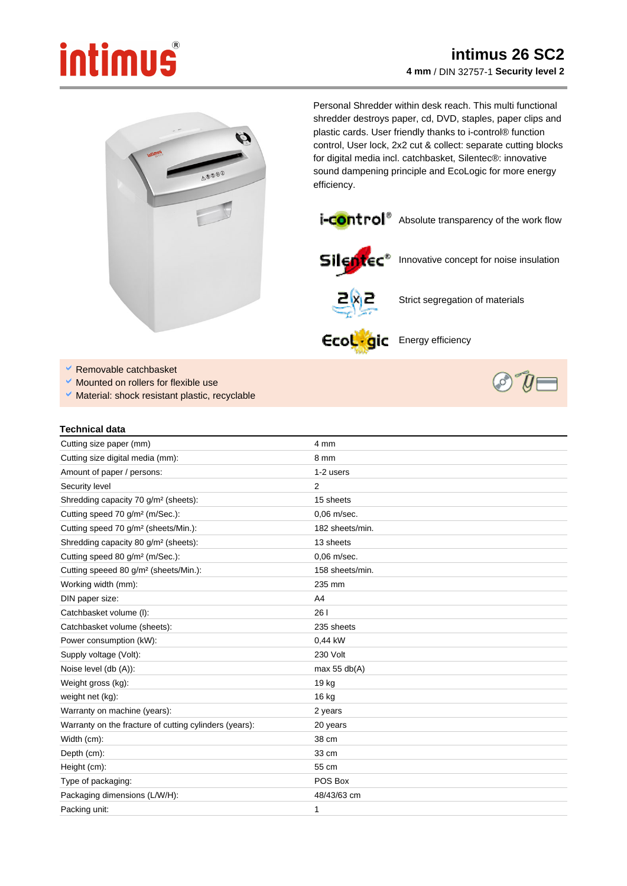# intimus 26 SC2

**4 mm** / DIN 32757-1 **Security level 2**

Personal Shredder within desk reach. This multi functional shredder destroys paper, cd, DVD, staples, paper clips and plastic cards. User friendly thanks to i-control® function control, User lock, 2x2 cut & collect: separate cutting blocks for digital media incl. catchbasket, Silentec®: innovative sound dampening principle and EcoLogic for more energy efficiency.

i-control® Absolute transparency of the work flow

Silentec® Innovative concept for noise insulation

2x2 Strict segregation of materials

EcoLogic Energy efficiency

- Removable catchbasket
- Mounted on rollers for flexible use
- Material: shock resistant plastic, recyclable

## Technical data

| | |
|---|---|
| Cutting size paper (mm) | 4 mm |
| Cutting size digital media (mm): | 8 mm |
| Amount of paper / persons: | 1-2 users |
| Security level | 2 |
| Shredding capacity 70 g/m² (sheets): | 15 sheets |
| Cutting speed 70 g/m² (m/Sec.): | 0,06 m/sec. |
| Cutting speed 70 g/m² (sheets/Min.): | 182 sheets/min. |
| Shredding capacity 80 g/m² (sheets): | 13 sheets |
| Cutting speed 80 g/m² (m/Sec.): | 0,06 m/sec. |
| Cutting speeed 80 g/m² (sheets/Min.): | 158 sheets/min. |
| Working width (mm): | 235 mm |
| DIN paper size: | A4 |
| Catchbasket volume (l): | 26 l |
| Catchbasket volume (sheets): | 235 sheets |
| Power consumption (kW): | 0,44 kW |
| Supply voltage (Volt): | 230 Volt |
| Noise level (db (A)): | max 55 db(A) |
| Weight gross (kg): | 19 kg |
| weight net (kg): | 16 kg |
| Warranty on machine (years): | 2 years |
| Warranty on the fracture of cutting cylinders (years): | 20 years |
| Width (cm): | 38 cm |
| Depth (cm): | 33 cm |
| Height (cm): | 55 cm |
| Type of packaging: | POS Box |
| Packaging dimensions (L/W/H): | 48/43/63 cm |
| Packing unit: | 1 |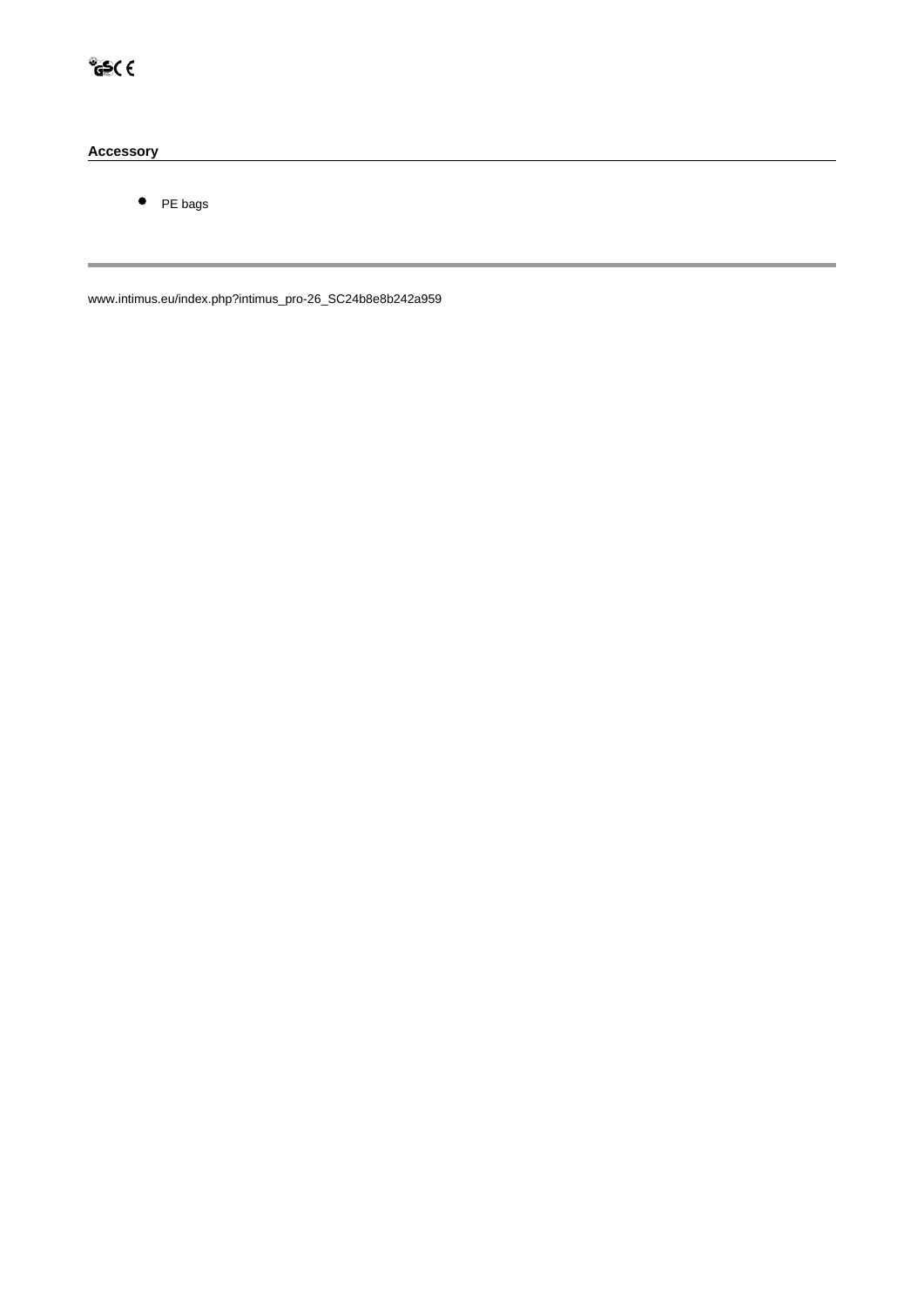## Accessory

- PE bags

---

www.intimus.eu/index.php?intimus_pro-26_SC24b8e8b242a959